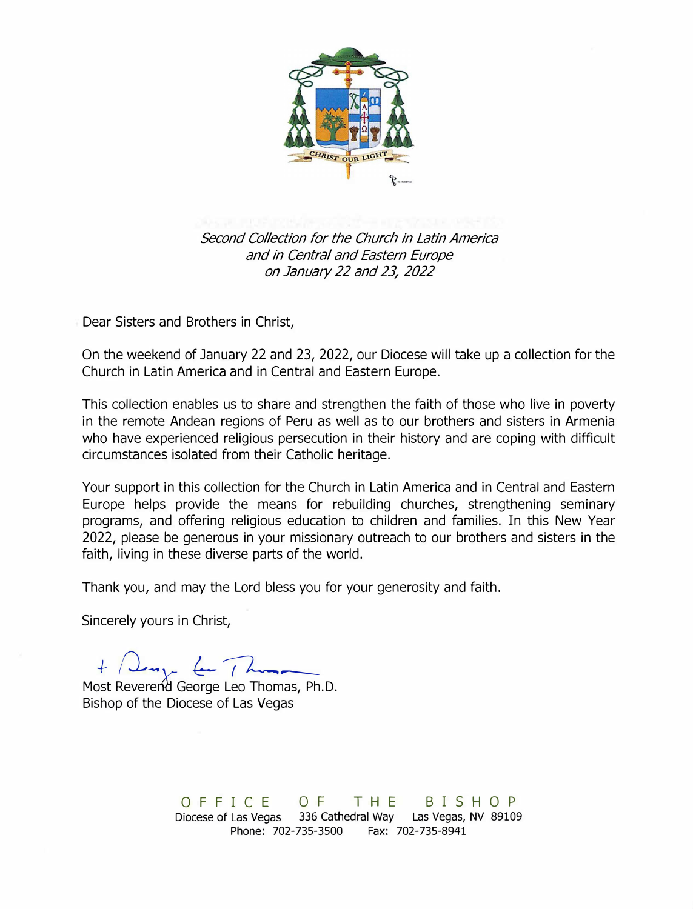*Second Collection for the Church in Latin America*
*and in Central and Eastern Europe*
*on January 22 and 23, 2022*

Dear Sisters and Brothers in Christ,

On the weekend of January 22 and 23, 2022, our Diocese will take up a collection for the Church in Latin America and in Central and Eastern Europe.

This collection enables us to share and strengthen the faith of those who live in poverty in the remote Andean regions of Peru as well as to our brothers and sisters in Armenia who have experienced religious persecution in their history and are coping with difficult circumstances isolated from their Catholic heritage.

Your support in this collection for the Church in Latin America and in Central and Eastern Europe helps provide the means for rebuilding churches, strengthening seminary programs, and offering religious education to children and families. In this New Year 2022, please be generous in your missionary outreach to our brothers and sisters in the faith, living in these diverse parts of the world.

Thank you, and may the Lord bless you for your generosity and faith.

Sincerely yours in Christ,

Most Reverend George Leo Thomas, Ph.D.
Bishop of the Diocese of Las Vegas

OFFICE OF THE BISHOP
Diocese of Las Vegas 336 Cathedral Way Las Vegas, NV 89109
Phone: 702-735-3500 Fax: 702-735-8941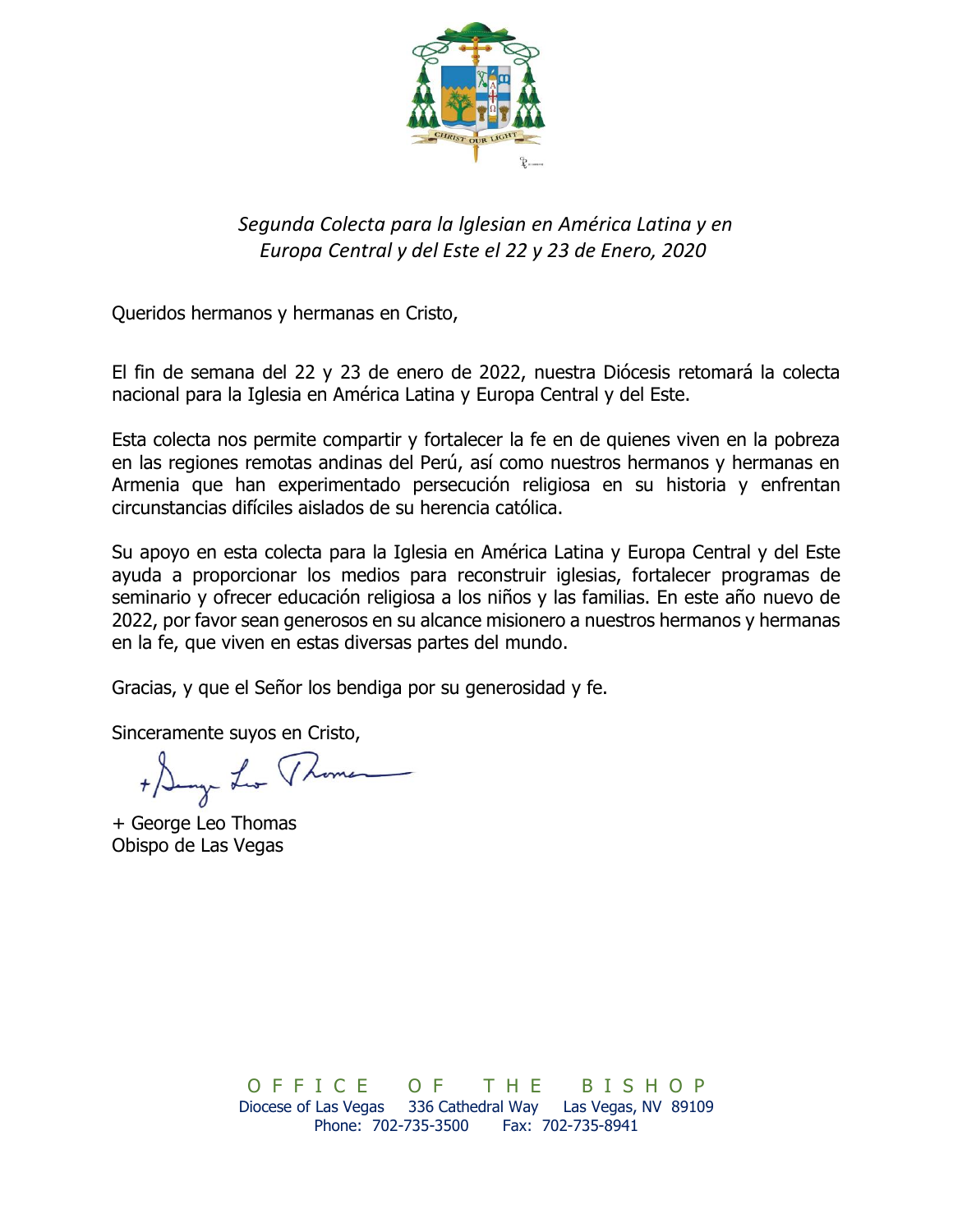*Segunda Colecta para la Iglesian en América Latina y en Europa Central y del Este el 22 y 23 de Enero, 2020*

Queridos hermanos y hermanas en Cristo,

El fin de semana del 22 y 23 de enero de 2022, nuestra Diócesis retomará la colecta nacional para la Iglesia en América Latina y Europa Central y del Este.

Esta colecta nos permite compartir y fortalecer la fe en de quienes viven en la pobreza en las regiones remotas andinas del Perú, así como nuestros hermanos y hermanas en Armenia que han experimentado persecución religiosa en su historia y enfrentan circunstancias difíciles aislados de su herencia católica.

Su apoyo en esta colecta para la Iglesia en América Latina y Europa Central y del Este ayuda a proporcionar los medios para reconstruir iglesias, fortalecer programas de seminario y ofrecer educación religiosa a los niños y las familias. En este año nuevo de 2022, por favor sean generosos en su alcance misionero a nuestros hermanos y hermanas en la fe, que viven en estas diversas partes del mundo.

Gracias, y que el Señor los bendiga por su generosidad y fe.

Sinceramente suyos en Cristo,

+ George Leo Thomas
Obispo de Las Vegas

OFFICE OF THE BISHOP
Diocese of Las Vegas 336 Cathedral Way Las Vegas, NV 89109
Phone: 702-735-3500 Fax: 702-735-8941